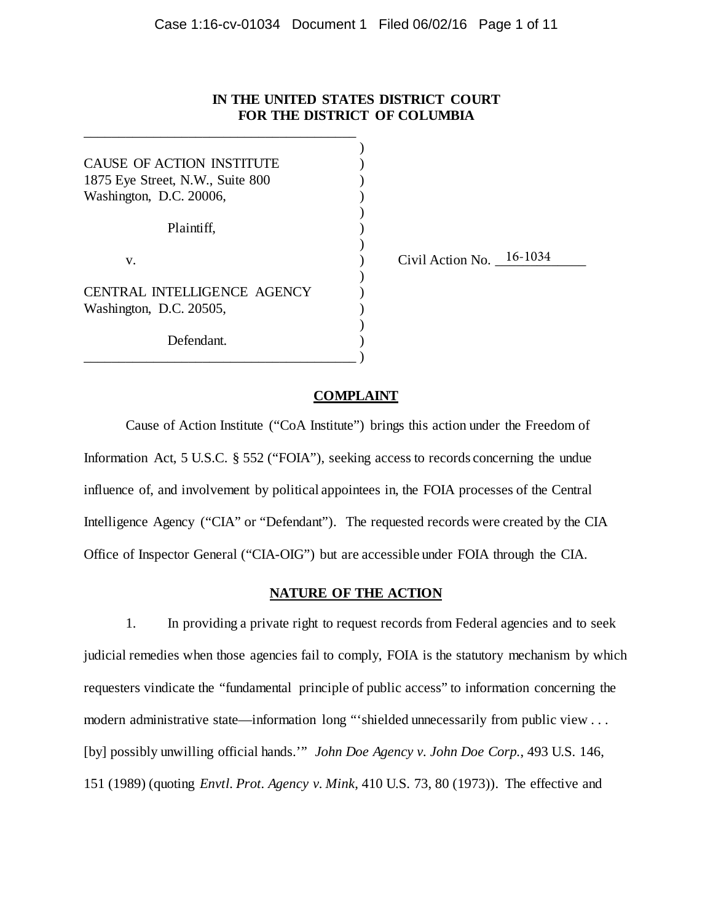**IN THE UNITED STATES DISTRICT COURT**
**FOR THE DISTRICT OF COLUMBIA**

| | | |
|---|---|---|
| CAUSE OF ACTION INSTITUTE<br>1875 Eye Street, N.W., Suite 800<br>Washington, D.C. 20006,<br><br>Plaintiff,<br><br>v.<br><br>CENTRAL INTELLIGENCE AGENCY<br>Washington, D.C. 20505,<br><br>Defendant. | ) | Civil Action No. 16-1034 |

## COMPLAINT

Cause of Action Institute ("CoA Institute") brings this action under the Freedom of Information Act, 5 U.S.C. § 552 ("FOIA"), seeking access to records concerning the undue influence of, and involvement by political appointees in, the FOIA processes of the Central Intelligence Agency ("CIA" or "Defendant"). The requested records were created by the CIA Office of Inspector General ("CIA-OIG") but are accessible under FOIA through the CIA.

## NATURE OF THE ACTION

1. In providing a private right to request records from Federal agencies and to seek judicial remedies when those agencies fail to comply, FOIA is the statutory mechanism by which requesters vindicate the "fundamental principle of public access" to information concerning the modern administrative state—information long "'shielded unnecessarily from public view . . . [by] possibly unwilling official hands.'" *John Doe Agency v. John Doe Corp.*, 493 U.S. 146, 151 (1989) (quoting *Envtl. Prot. Agency v. Mink*, 410 U.S. 73, 80 (1973)). The effective and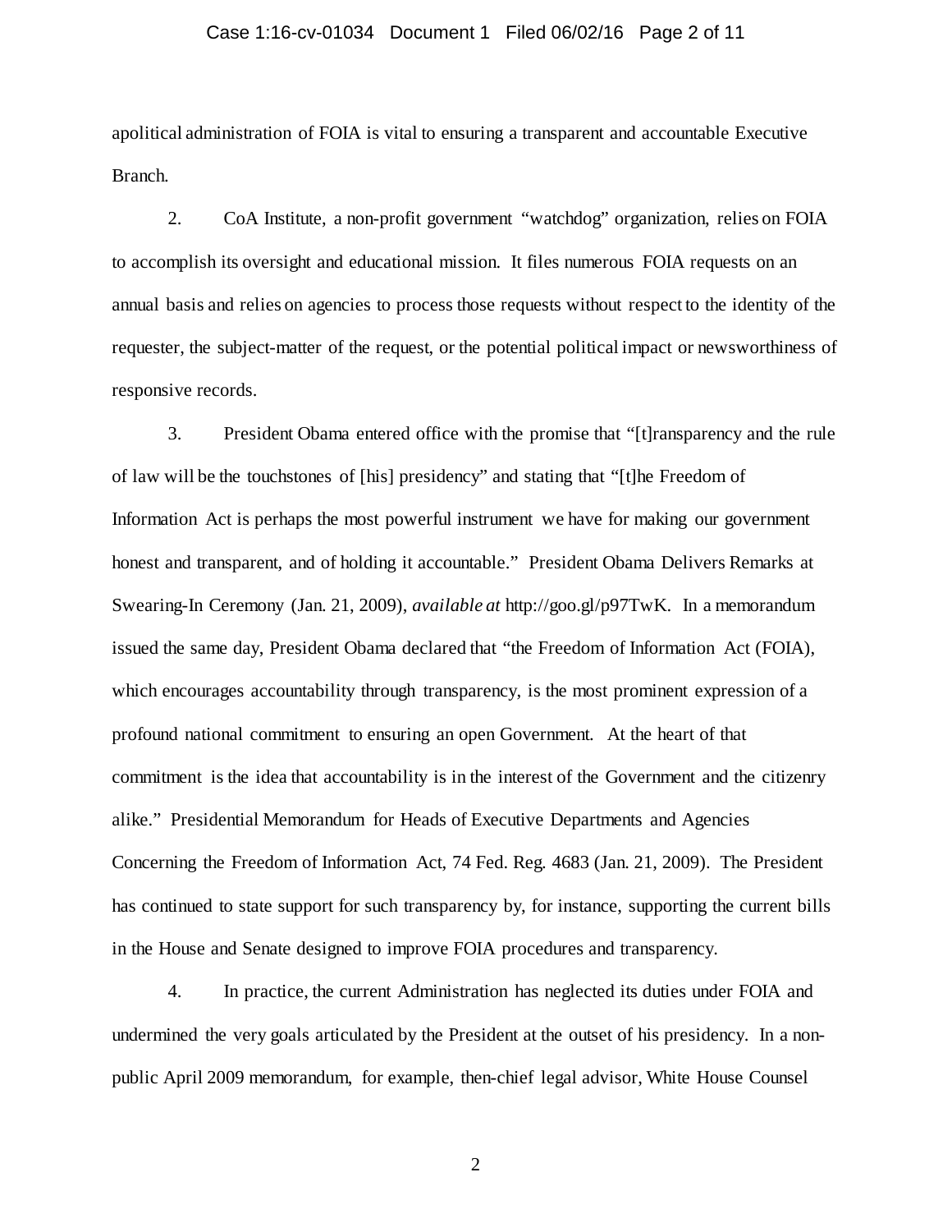apolitical administration of FOIA is vital to ensuring a transparent and accountable Executive Branch.

2. CoA Institute, a non-profit government "watchdog" organization, relies on FOIA to accomplish its oversight and educational mission. It files numerous FOIA requests on an annual basis and relies on agencies to process those requests without respect to the identity of the requester, the subject-matter of the request, or the potential political impact or newsworthiness of responsive records.

3. President Obama entered office with the promise that "[t]ransparency and the rule of law will be the touchstones of [his] presidency" and stating that "[t]he Freedom of Information Act is perhaps the most powerful instrument we have for making our government honest and transparent, and of holding it accountable." President Obama Delivers Remarks at Swearing-In Ceremony (Jan. 21, 2009), *available at* http://goo.gl/p97TwK. In a memorandum issued the same day, President Obama declared that "the Freedom of Information Act (FOIA), which encourages accountability through transparency, is the most prominent expression of a profound national commitment to ensuring an open Government. At the heart of that commitment is the idea that accountability is in the interest of the Government and the citizenry alike." Presidential Memorandum for Heads of Executive Departments and Agencies Concerning the Freedom of Information Act, 74 Fed. Reg. 4683 (Jan. 21, 2009). The President has continued to state support for such transparency by, for instance, supporting the current bills in the House and Senate designed to improve FOIA procedures and transparency.

4. In practice, the current Administration has neglected its duties under FOIA and undermined the very goals articulated by the President at the outset of his presidency. In a non-public April 2009 memorandum, for example, then-chief legal advisor, White House Counsel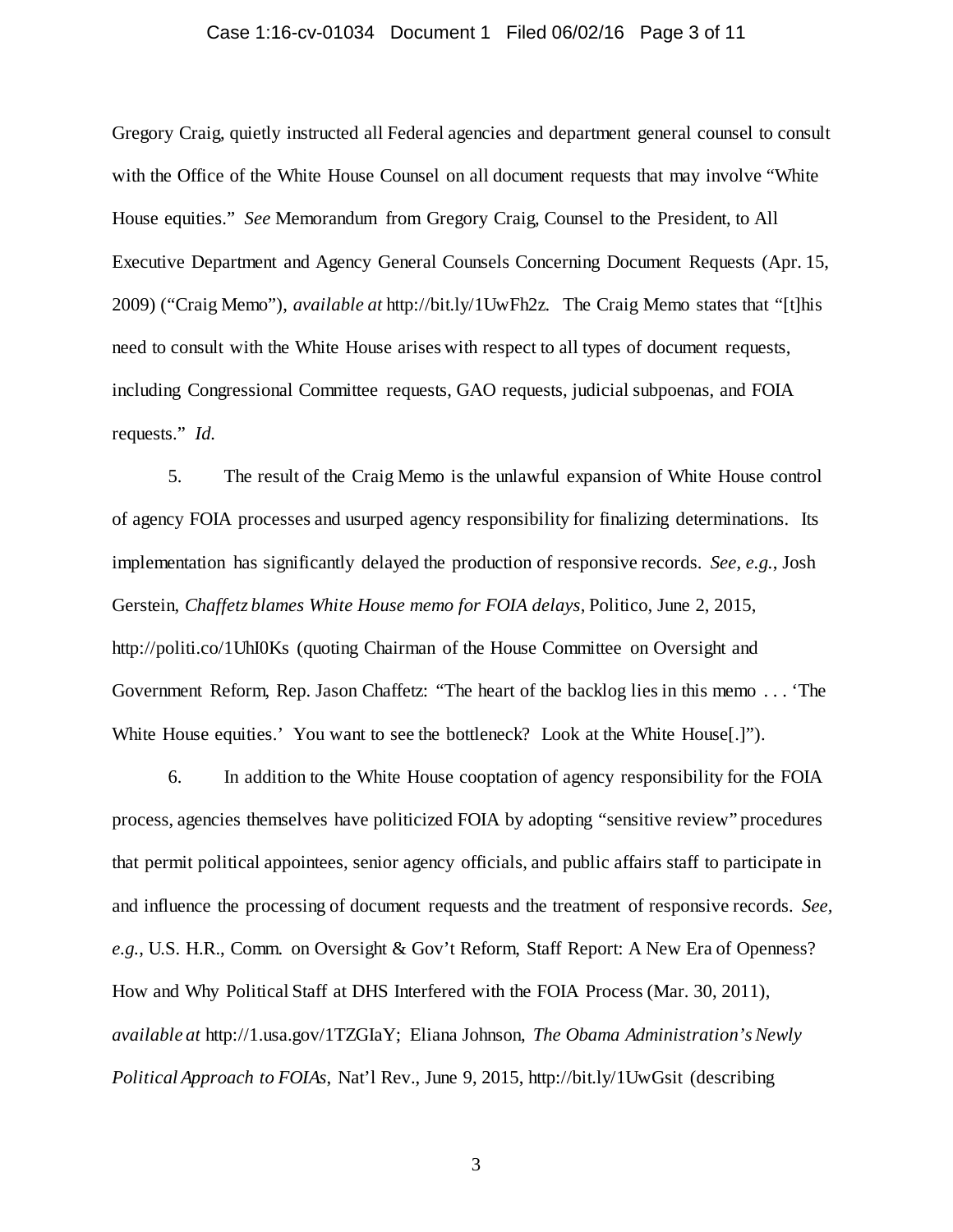Gregory Craig, quietly instructed all Federal agencies and department general counsel to consult with the Office of the White House Counsel on all document requests that may involve "White House equities." *See* Memorandum from Gregory Craig, Counsel to the President, to All Executive Department and Agency General Counsels Concerning Document Requests (Apr. 15, 2009) ("Craig Memo"), *available at* http://bit.ly/1UwFh2z. The Craig Memo states that "[t]his need to consult with the White House arises with respect to all types of document requests, including Congressional Committee requests, GAO requests, judicial subpoenas, and FOIA requests." *Id.*

5. The result of the Craig Memo is the unlawful expansion of White House control of agency FOIA processes and usurped agency responsibility for finalizing determinations. Its implementation has significantly delayed the production of responsive records. *See, e.g.*, Josh Gerstein, *Chaffetz blames White House memo for FOIA delays*, Politico, June 2, 2015, http://politi.co/1UhI0Ks (quoting Chairman of the House Committee on Oversight and Government Reform, Rep. Jason Chaffetz: "The heart of the backlog lies in this memo . . . 'The White House equities.' You want to see the bottleneck? Look at the White House[.]").

6. In addition to the White House cooptation of agency responsibility for the FOIA process, agencies themselves have politicized FOIA by adopting "sensitive review" procedures that permit political appointees, senior agency officials, and public affairs staff to participate in and influence the processing of document requests and the treatment of responsive records. *See, e.g.*, U.S. H.R., Comm. on Oversight & Gov't Reform, Staff Report: A New Era of Openness? How and Why Political Staff at DHS Interfered with the FOIA Process (Mar. 30, 2011), *available at* http://1.usa.gov/1TZGIaY; Eliana Johnson, *The Obama Administration's Newly Political Approach to FOIAs*, Nat'l Rev., June 9, 2015, http://bit.ly/1UwGsit (describing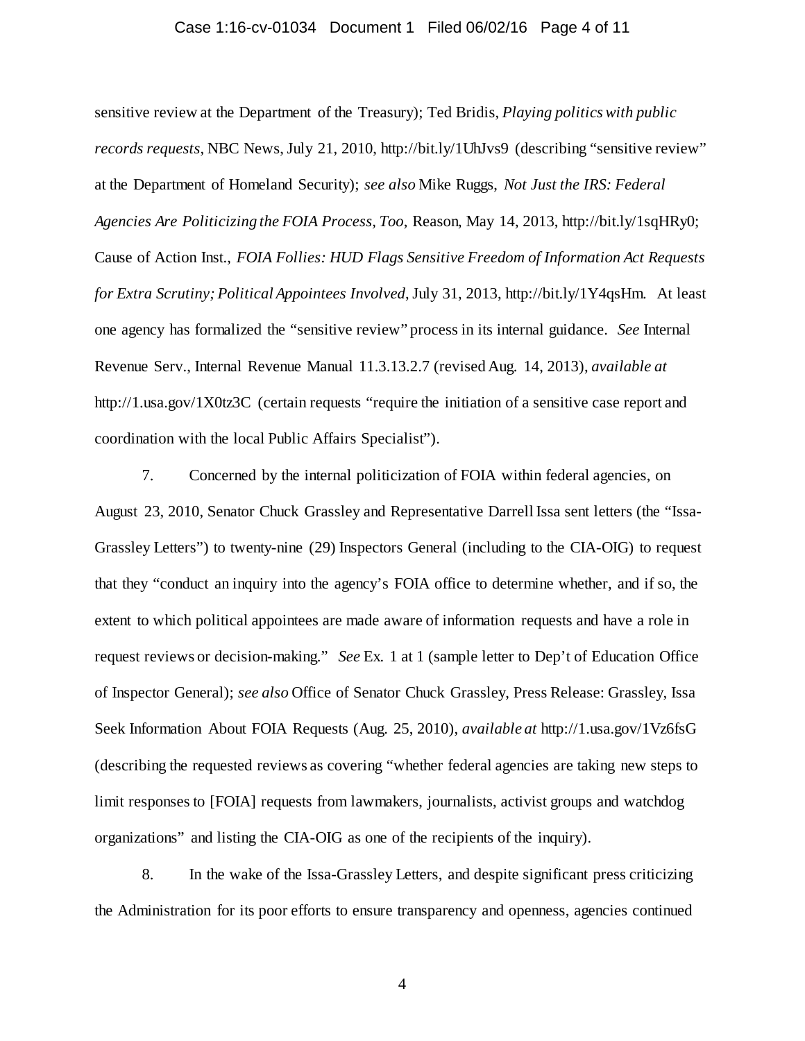sensitive review at the Department of the Treasury); Ted Bridis, *Playing politics with public records requests*, NBC News, July 21, 2010, http://bit.ly/1UhJvs9 (describing "sensitive review" at the Department of Homeland Security); *see also* Mike Ruggs, *Not Just the IRS: Federal Agencies Are Politicizing the FOIA Process, Too*, Reason, May 14, 2013, http://bit.ly/1sqHRy0; Cause of Action Inst., *FOIA Follies: HUD Flags Sensitive Freedom of Information Act Requests for Extra Scrutiny; Political Appointees Involved*, July 31, 2013, http://bit.ly/1Y4qsHm. At least one agency has formalized the "sensitive review" process in its internal guidance. *See* Internal Revenue Serv., Internal Revenue Manual 11.3.13.2.7 (revised Aug. 14, 2013), *available at* http://1.usa.gov/1X0tz3C (certain requests "require the initiation of a sensitive case report and coordination with the local Public Affairs Specialist").

7. Concerned by the internal politicization of FOIA within federal agencies, on August 23, 2010, Senator Chuck Grassley and Representative Darrell Issa sent letters (the "Issa-Grassley Letters") to twenty-nine (29) Inspectors General (including to the CIA-OIG) to request that they "conduct an inquiry into the agency's FOIA office to determine whether, and if so, the extent to which political appointees are made aware of information requests and have a role in request reviews or decision-making." *See* Ex. 1 at 1 (sample letter to Dep't of Education Office of Inspector General); *see also* Office of Senator Chuck Grassley, Press Release: Grassley, Issa Seek Information About FOIA Requests (Aug. 25, 2010), *available at* http://1.usa.gov/1Vz6fsG (describing the requested reviews as covering "whether federal agencies are taking new steps to limit responses to [FOIA] requests from lawmakers, journalists, activist groups and watchdog organizations" and listing the CIA-OIG as one of the recipients of the inquiry).

8. In the wake of the Issa-Grassley Letters, and despite significant press criticizing the Administration for its poor efforts to ensure transparency and openness, agencies continued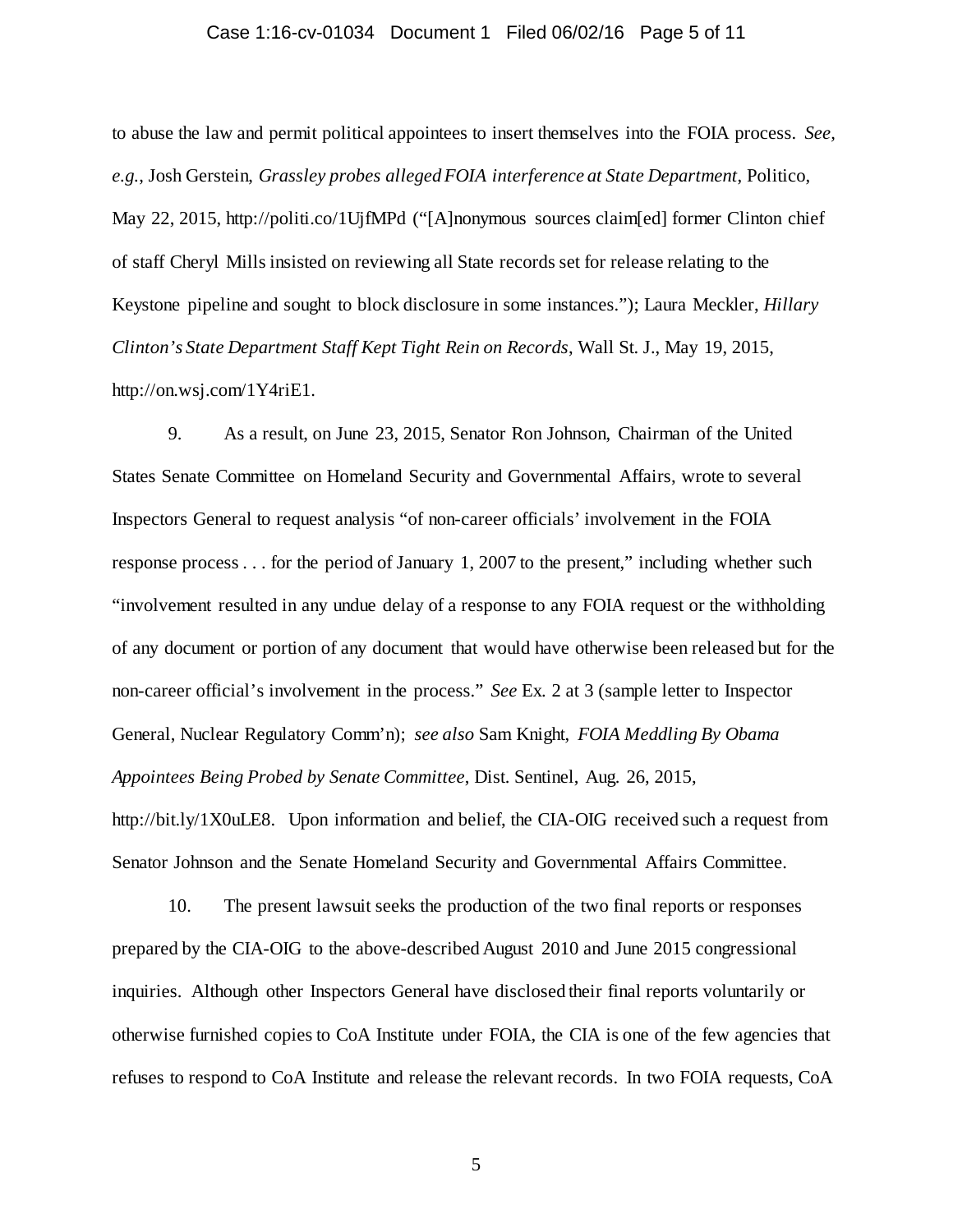to abuse the law and permit political appointees to insert themselves into the FOIA process. *See, e.g.*, Josh Gerstein, *Grassley probes alleged FOIA interference at State Department*, Politico, May 22, 2015, http://politi.co/1UjfMPd ("[A]nonymous sources claim[ed] former Clinton chief of staff Cheryl Mills insisted on reviewing all State records set for release relating to the Keystone pipeline and sought to block disclosure in some instances."); Laura Meckler, *Hillary Clinton's State Department Staff Kept Tight Rein on Records*, Wall St. J., May 19, 2015, http://on.wsj.com/1Y4riE1.

9. As a result, on June 23, 2015, Senator Ron Johnson, Chairman of the United States Senate Committee on Homeland Security and Governmental Affairs, wrote to several Inspectors General to request analysis "of non-career officials' involvement in the FOIA response process . . . for the period of January 1, 2007 to the present," including whether such "involvement resulted in any undue delay of a response to any FOIA request or the withholding of any document or portion of any document that would have otherwise been released but for the non-career official's involvement in the process." *See* Ex. 2 at 3 (sample letter to Inspector General, Nuclear Regulatory Comm'n); *see also* Sam Knight, *FOIA Meddling By Obama Appointees Being Probed by Senate Committee*, Dist. Sentinel, Aug. 26, 2015, http://bit.ly/1X0uLE8. Upon information and belief, the CIA-OIG received such a request from Senator Johnson and the Senate Homeland Security and Governmental Affairs Committee.

10. The present lawsuit seeks the production of the two final reports or responses prepared by the CIA-OIG to the above-described August 2010 and June 2015 congressional inquiries. Although other Inspectors General have disclosed their final reports voluntarily or otherwise furnished copies to CoA Institute under FOIA, the CIA is one of the few agencies that refuses to respond to CoA Institute and release the relevant records. In two FOIA requests, CoA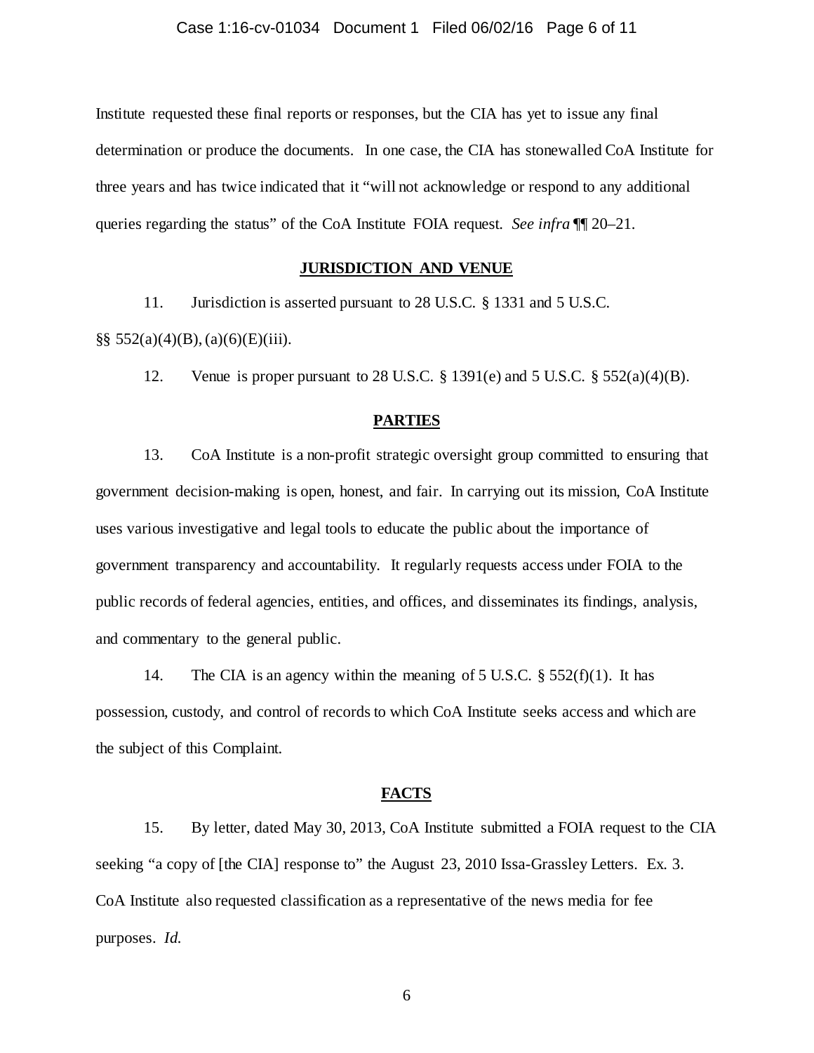Institute requested these final reports or responses, but the CIA has yet to issue any final determination or produce the documents. In one case, the CIA has stonewalled CoA Institute for three years and has twice indicated that it "will not acknowledge or respond to any additional queries regarding the status" of the CoA Institute FOIA request. *See infra* ¶¶ 20–21.

## JURISDICTION AND VENUE

11. Jurisdiction is asserted pursuant to 28 U.S.C. § 1331 and 5 U.S.C. §§ 552(a)(4)(B), (a)(6)(E)(iii).

12. Venue is proper pursuant to 28 U.S.C. § 1391(e) and 5 U.S.C. § 552(a)(4)(B).

## PARTIES

13. CoA Institute is a non-profit strategic oversight group committed to ensuring that government decision-making is open, honest, and fair. In carrying out its mission, CoA Institute uses various investigative and legal tools to educate the public about the importance of government transparency and accountability. It regularly requests access under FOIA to the public records of federal agencies, entities, and offices, and disseminates its findings, analysis, and commentary to the general public.

14. The CIA is an agency within the meaning of 5 U.S.C. § 552(f)(1). It has possession, custody, and control of records to which CoA Institute seeks access and which are the subject of this Complaint.

## FACTS

15. By letter, dated May 30, 2013, CoA Institute submitted a FOIA request to the CIA seeking "a copy of [the CIA] response to" the August 23, 2010 Issa-Grassley Letters. Ex. 3. CoA Institute also requested classification as a representative of the news media for fee purposes. *Id.*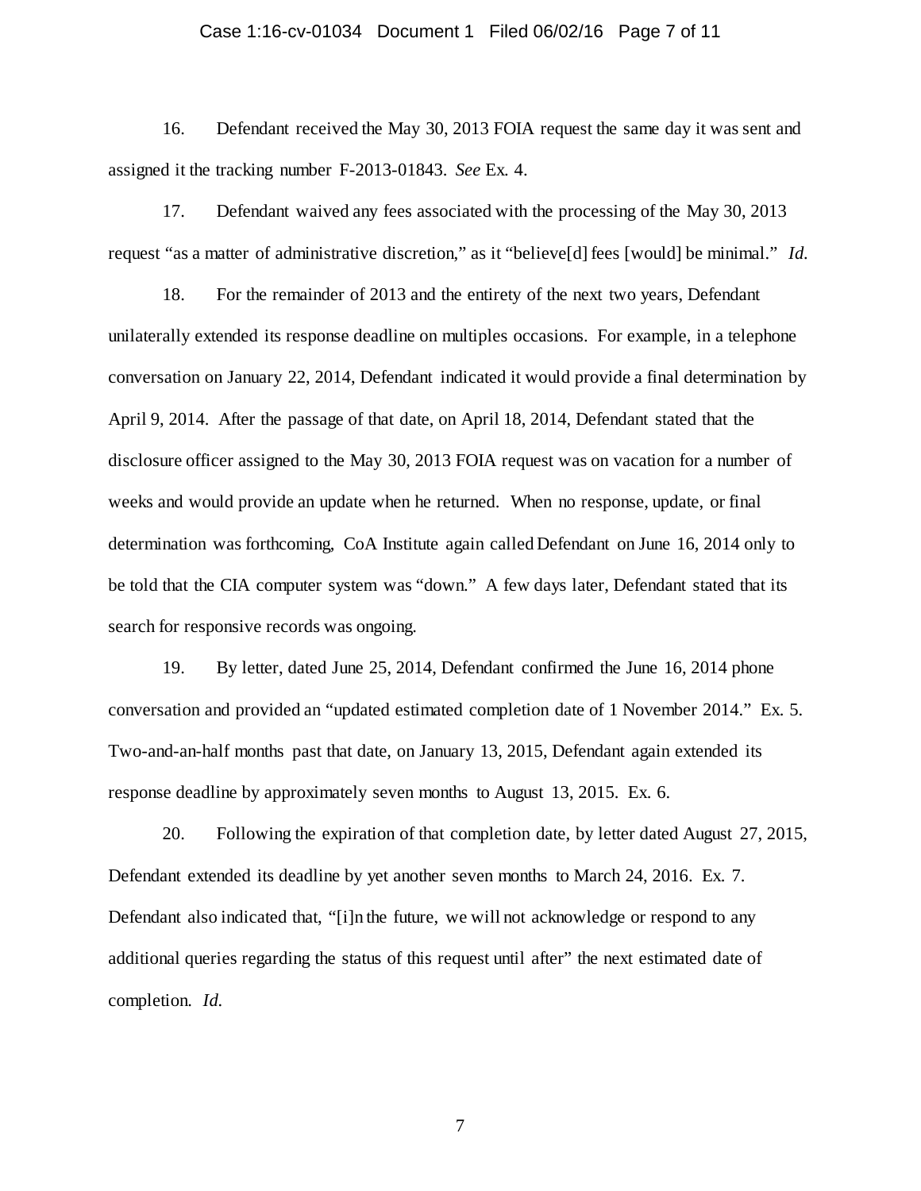16. Defendant received the May 30, 2013 FOIA request the same day it was sent and assigned it the tracking number F-2013-01843. *See* Ex. 4.

17. Defendant waived any fees associated with the processing of the May 30, 2013 request "as a matter of administrative discretion," as it "believe[d] fees [would] be minimal." *Id.*

18. For the remainder of 2013 and the entirety of the next two years, Defendant unilaterally extended its response deadline on multiples occasions. For example, in a telephone conversation on January 22, 2014, Defendant indicated it would provide a final determination by April 9, 2014. After the passage of that date, on April 18, 2014, Defendant stated that the disclosure officer assigned to the May 30, 2013 FOIA request was on vacation for a number of weeks and would provide an update when he returned. When no response, update, or final determination was forthcoming, CoA Institute again called Defendant on June 16, 2014 only to be told that the CIA computer system was "down." A few days later, Defendant stated that its search for responsive records was ongoing.

19. By letter, dated June 25, 2014, Defendant confirmed the June 16, 2014 phone conversation and provided an "updated estimated completion date of 1 November 2014." Ex. 5. Two-and-an-half months past that date, on January 13, 2015, Defendant again extended its response deadline by approximately seven months to August 13, 2015. Ex. 6.

20. Following the expiration of that completion date, by letter dated August 27, 2015, Defendant extended its deadline by yet another seven months to March 24, 2016. Ex. 7. Defendant also indicated that, "[i]n the future, we will not acknowledge or respond to any additional queries regarding the status of this request until after" the next estimated date of completion. *Id.*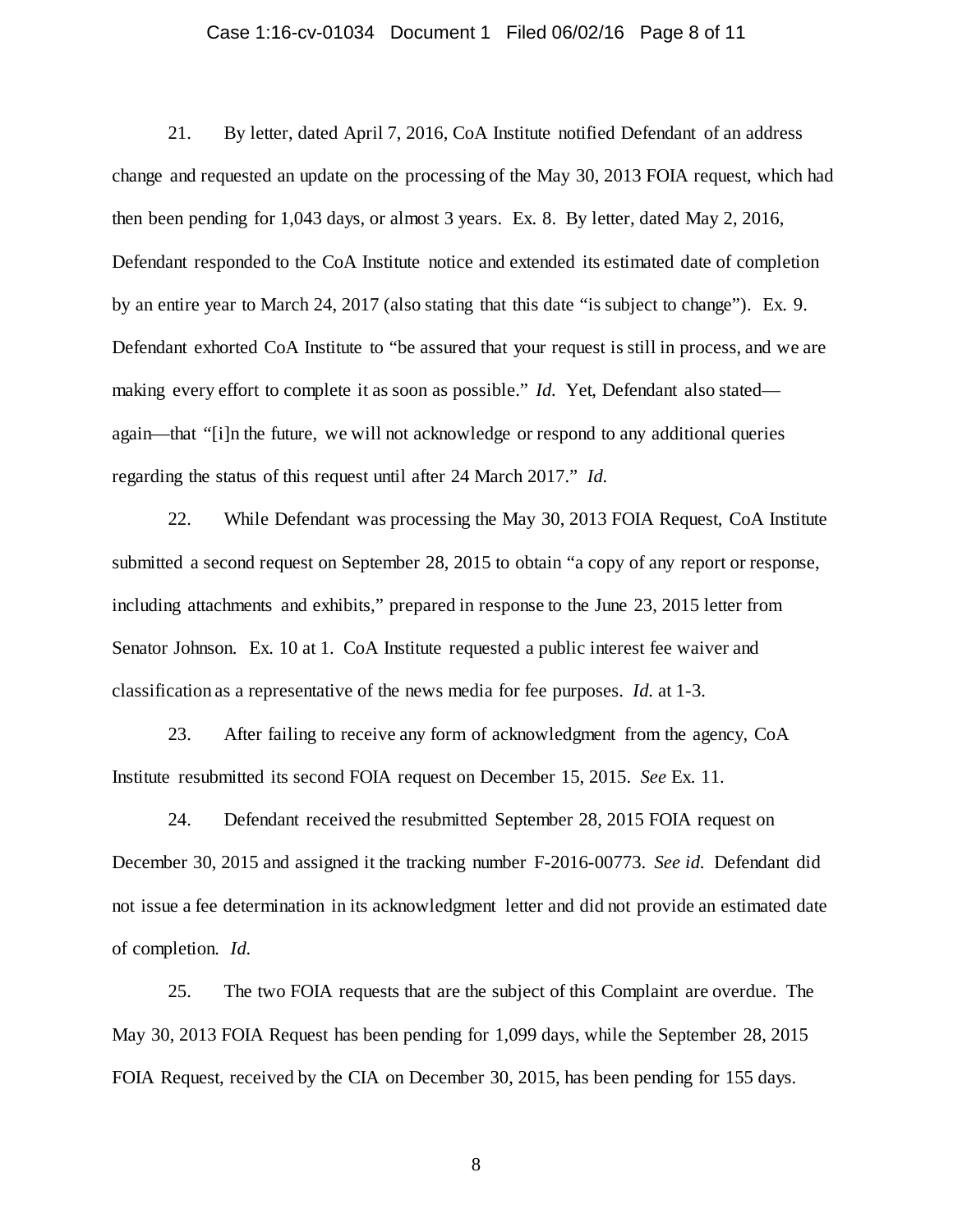21. By letter, dated April 7, 2016, CoA Institute notified Defendant of an address change and requested an update on the processing of the May 30, 2013 FOIA request, which had then been pending for 1,043 days, or almost 3 years. Ex. 8. By letter, dated May 2, 2016, Defendant responded to the CoA Institute notice and extended its estimated date of completion by an entire year to March 24, 2017 (also stating that this date "is subject to change"). Ex. 9. Defendant exhorted CoA Institute to "be assured that your request is still in process, and we are making every effort to complete it as soon as possible." *Id.* Yet, Defendant also stated—again—that "[i]n the future, we will not acknowledge or respond to any additional queries regarding the status of this request until after 24 March 2017." *Id.*

22. While Defendant was processing the May 30, 2013 FOIA Request, CoA Institute submitted a second request on September 28, 2015 to obtain "a copy of any report or response, including attachments and exhibits," prepared in response to the June 23, 2015 letter from Senator Johnson. Ex. 10 at 1. CoA Institute requested a public interest fee waiver and classification as a representative of the news media for fee purposes. *Id.* at 1-3.

23. After failing to receive any form of acknowledgment from the agency, CoA Institute resubmitted its second FOIA request on December 15, 2015. *See* Ex. 11.

24. Defendant received the resubmitted September 28, 2015 FOIA request on December 30, 2015 and assigned it the tracking number F-2016-00773. *See id.* Defendant did not issue a fee determination in its acknowledgment letter and did not provide an estimated date of completion. *Id.*

25. The two FOIA requests that are the subject of this Complaint are overdue. The May 30, 2013 FOIA Request has been pending for 1,099 days, while the September 28, 2015 FOIA Request, received by the CIA on December 30, 2015, has been pending for 155 days.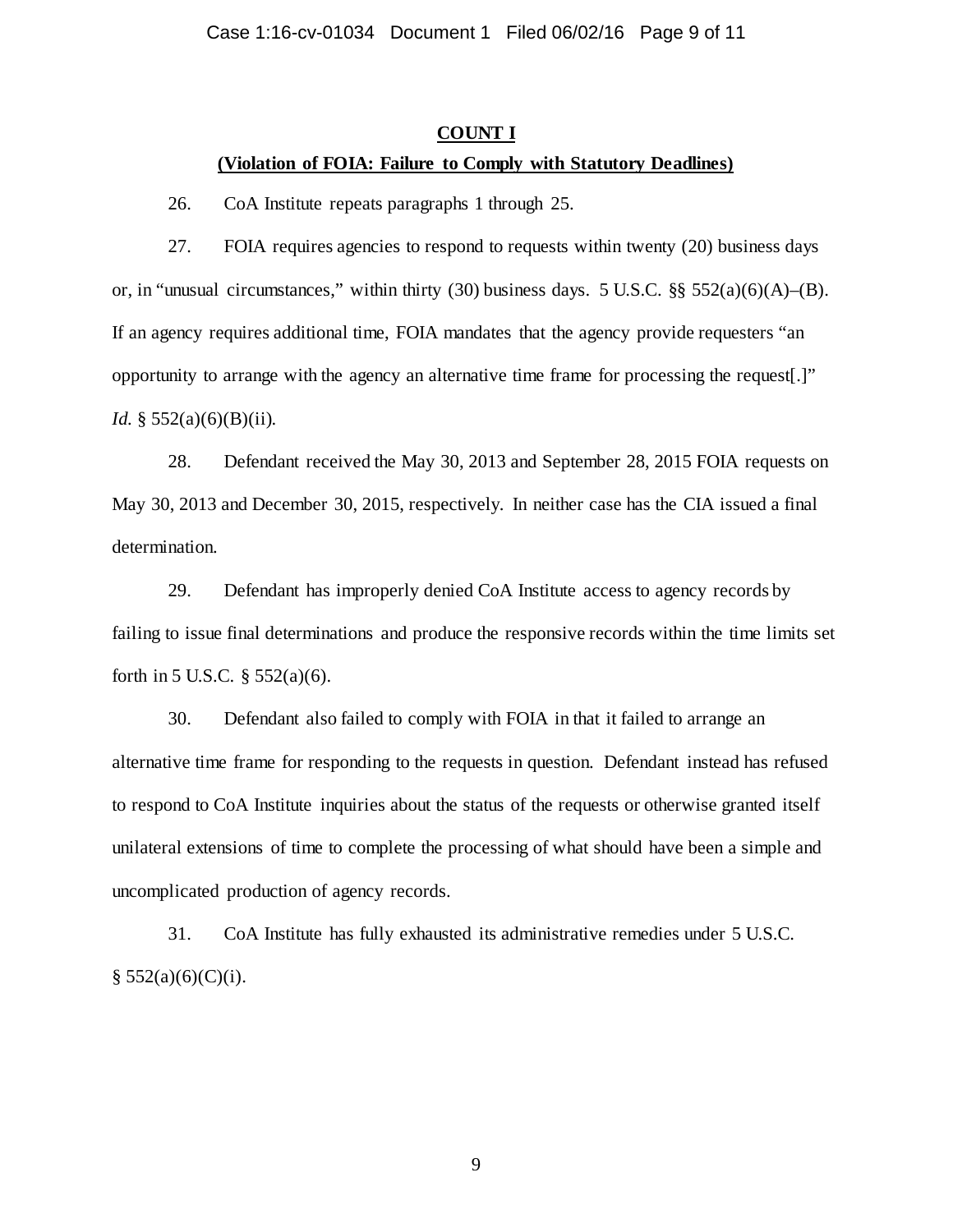## COUNT I

### (Violation of FOIA: Failure to Comply with Statutory Deadlines)

26. CoA Institute repeats paragraphs 1 through 25.

27. FOIA requires agencies to respond to requests within twenty (20) business days or, in "unusual circumstances," within thirty (30) business days. 5 U.S.C. §§ 552(a)(6)(A)–(B). If an agency requires additional time, FOIA mandates that the agency provide requesters "an opportunity to arrange with the agency an alternative time frame for processing the request[.]" *Id.* § 552(a)(6)(B)(ii).

28. Defendant received the May 30, 2013 and September 28, 2015 FOIA requests on May 30, 2013 and December 30, 2015, respectively. In neither case has the CIA issued a final determination.

29. Defendant has improperly denied CoA Institute access to agency records by failing to issue final determinations and produce the responsive records within the time limits set forth in 5 U.S.C. § 552(a)(6).

30. Defendant also failed to comply with FOIA in that it failed to arrange an alternative time frame for responding to the requests in question. Defendant instead has refused to respond to CoA Institute inquiries about the status of the requests or otherwise granted itself unilateral extensions of time to complete the processing of what should have been a simple and uncomplicated production of agency records.

31. CoA Institute has fully exhausted its administrative remedies under 5 U.S.C. § 552(a)(6)(C)(i).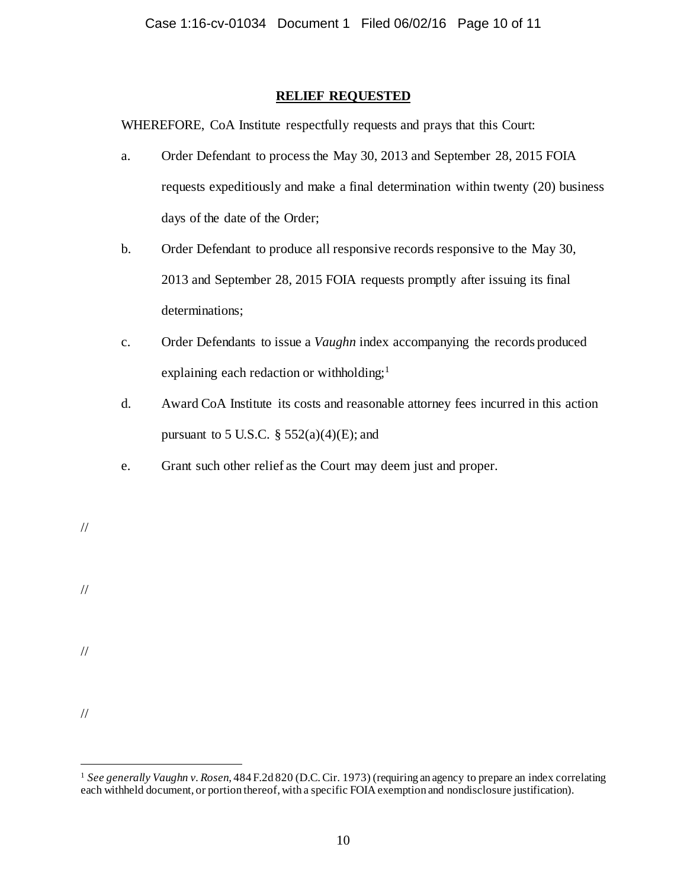## RELIEF REQUESTED

WHEREFORE, CoA Institute respectfully requests and prays that this Court:

a. Order Defendant to process the May 30, 2013 and September 28, 2015 FOIA requests expeditiously and make a final determination within twenty (20) business days of the date of the Order;

b. Order Defendant to produce all responsive records responsive to the May 30, 2013 and September 28, 2015 FOIA requests promptly after issuing its final determinations;

c. Order Defendants to issue a *Vaughn* index accompanying the records produced explaining each redaction or withholding;[1]

d. Award CoA Institute its costs and reasonable attorney fees incurred in this action pursuant to 5 U.S.C. § 552(a)(4)(E); and

e. Grant such other relief as the Court may deem just and proper.

//

//

//

//

---

[1] *See generally Vaughn v. Rosen*, 484 F.2d 820 (D.C. Cir. 1973) (requiring an agency to prepare an index correlating each withheld document, or portion thereof, with a specific FOIA exemption and nondisclosure justification).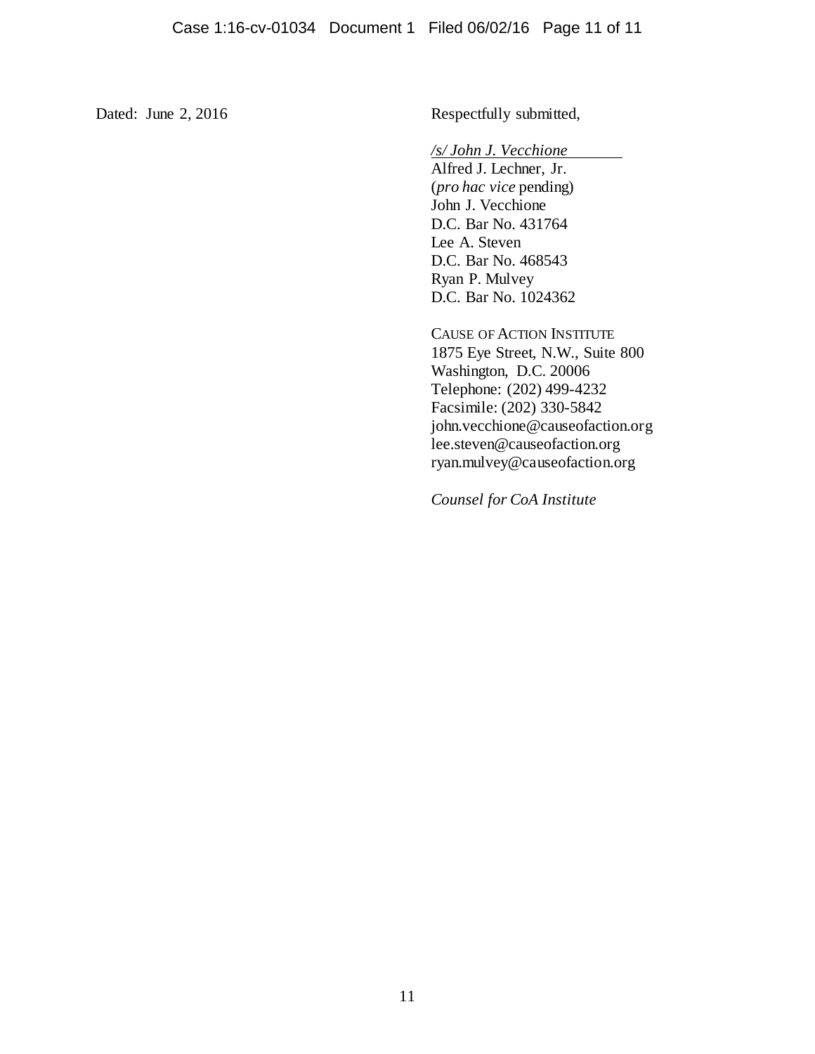Dated: June 2, 2016

Respectfully submitted,

*/s/ John J. Vecchione*
Alfred J. Lechner, Jr.
(*pro hac vice* pending)
John J. Vecchione
D.C. Bar No. 431764
Lee A. Steven
D.C. Bar No. 468543
Ryan P. Mulvey
D.C. Bar No. 1024362

CAUSE OF ACTION INSTITUTE
1875 Eye Street, N.W., Suite 800
Washington, D.C. 20006
Telephone: (202) 499-4232
Facsimile: (202) 330-5842
john.vecchione@causeofaction.org
lee.steven@causeofaction.org
ryan.mulvey@causeofaction.org

*Counsel for CoA Institute*